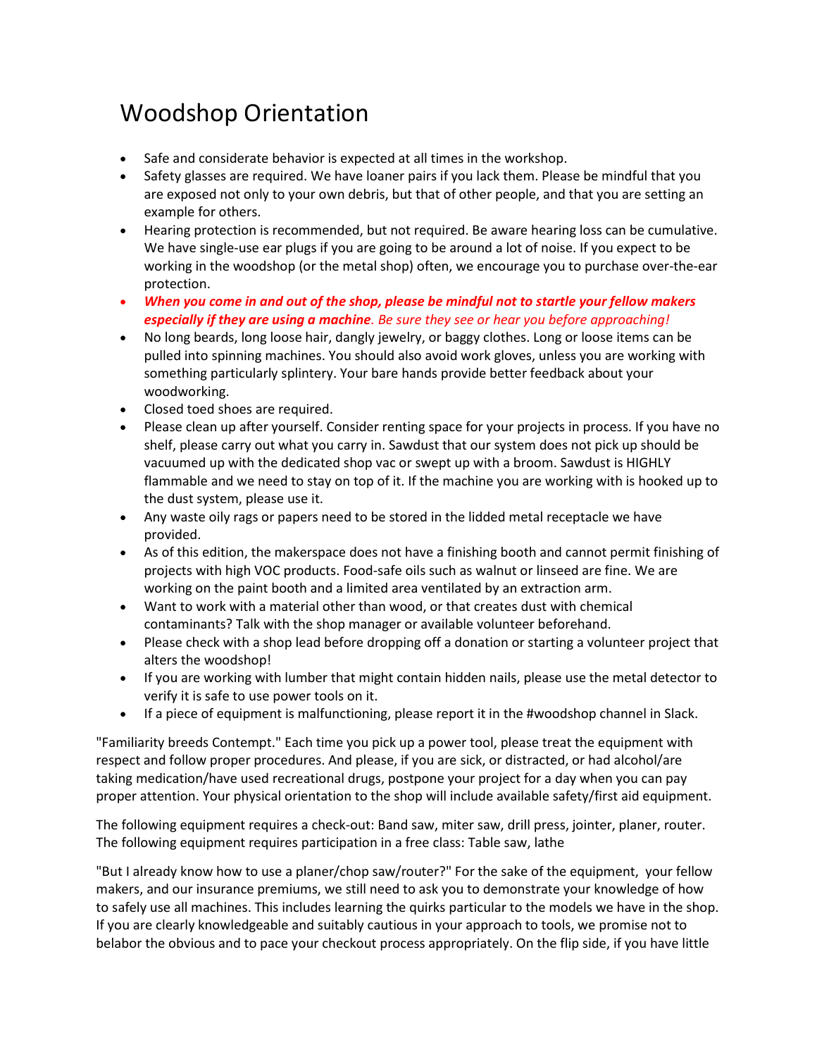# Woodshop Orientation

- Safe and considerate behavior is expected at all times in the workshop.
- Safety glasses are required. We have loaner pairs if you lack them. Please be mindful that you are exposed not only to your own debris, but that of other people, and that you are setting an example for others.
- Hearing protection is recommended, but not required. Be aware hearing loss can be cumulative. We have single-use ear plugs if you are going to be around a lot of noise. If you expect to be working in the woodshop (or the metal shop) often, we encourage you to purchase over-the-ear protection.
- ***When you come in and out of the shop, please be mindful not to startle your fellow makers especially if they are using a machine****. Be sure they see or hear you before approaching!*
- No long beards, long loose hair, dangly jewelry, or baggy clothes. Long or loose items can be pulled into spinning machines. You should also avoid work gloves, unless you are working with something particularly splintery. Your bare hands provide better feedback about your woodworking.
- Closed toed shoes are required.
- Please clean up after yourself. Consider renting space for your projects in process. If you have no shelf, please carry out what you carry in. Sawdust that our system does not pick up should be vacuumed up with the dedicated shop vac or swept up with a broom. Sawdust is HIGHLY flammable and we need to stay on top of it. If the machine you are working with is hooked up to the dust system, please use it.
- Any waste oily rags or papers need to be stored in the lidded metal receptacle we have provided.
- As of this edition, the makerspace does not have a finishing booth and cannot permit finishing of projects with high VOC products. Food-safe oils such as walnut or linseed are fine. We are working on the paint booth and a limited area ventilated by an extraction arm.
- Want to work with a material other than wood, or that creates dust with chemical contaminants? Talk with the shop manager or available volunteer beforehand.
- Please check with a shop lead before dropping off a donation or starting a volunteer project that alters the woodshop!
- If you are working with lumber that might contain hidden nails, please use the metal detector to verify it is safe to use power tools on it.
- If a piece of equipment is malfunctioning, please report it in the #woodshop channel in Slack.

"Familiarity breeds Contempt." Each time you pick up a power tool, please treat the equipment with respect and follow proper procedures. And please, if you are sick, or distracted, or had alcohol/are taking medication/have used recreational drugs, postpone your project for a day when you can pay proper attention. Your physical orientation to the shop will include available safety/first aid equipment.

The following equipment requires a check-out: Band saw, miter saw, drill press, jointer, planer, router.
The following equipment requires participation in a free class: Table saw, lathe

"But I already know how to use a planer/chop saw/router?" For the sake of the equipment, your fellow makers, and our insurance premiums, we still need to ask you to demonstrate your knowledge of how to safely use all machines. This includes learning the quirks particular to the models we have in the shop. If you are clearly knowledgeable and suitably cautious in your approach to tools, we promise not to belabor the obvious and to pace your checkout process appropriately. On the flip side, if you have little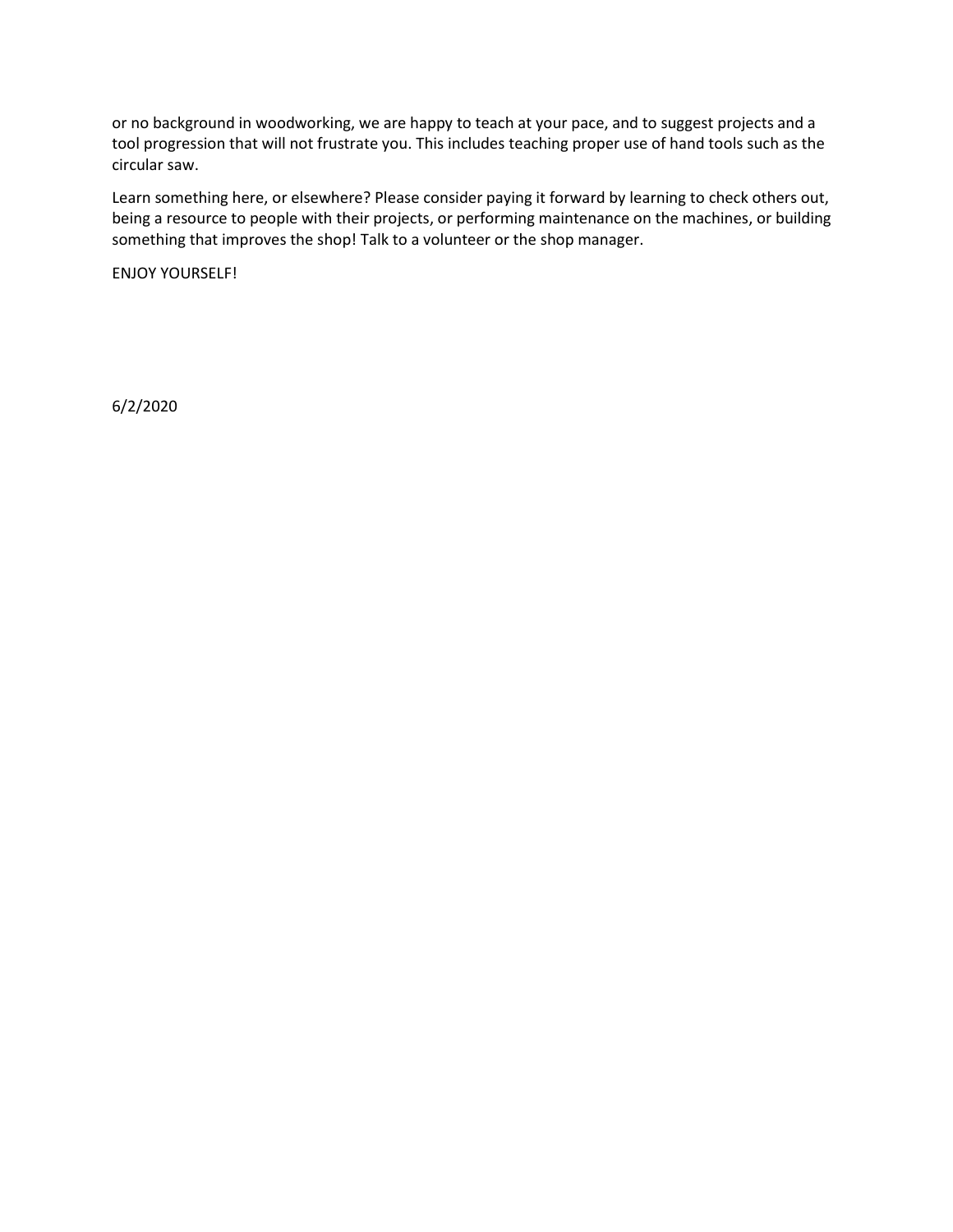or no background in woodworking, we are happy to teach at your pace, and to suggest projects and a tool progression that will not frustrate you. This includes teaching proper use of hand tools such as the circular saw.

Learn something here, or elsewhere? Please consider paying it forward by learning to check others out, being a resource to people with their projects, or performing maintenance on the machines, or building something that improves the shop! Talk to a volunteer or the shop manager.

ENJOY YOURSELF!

6/2/2020